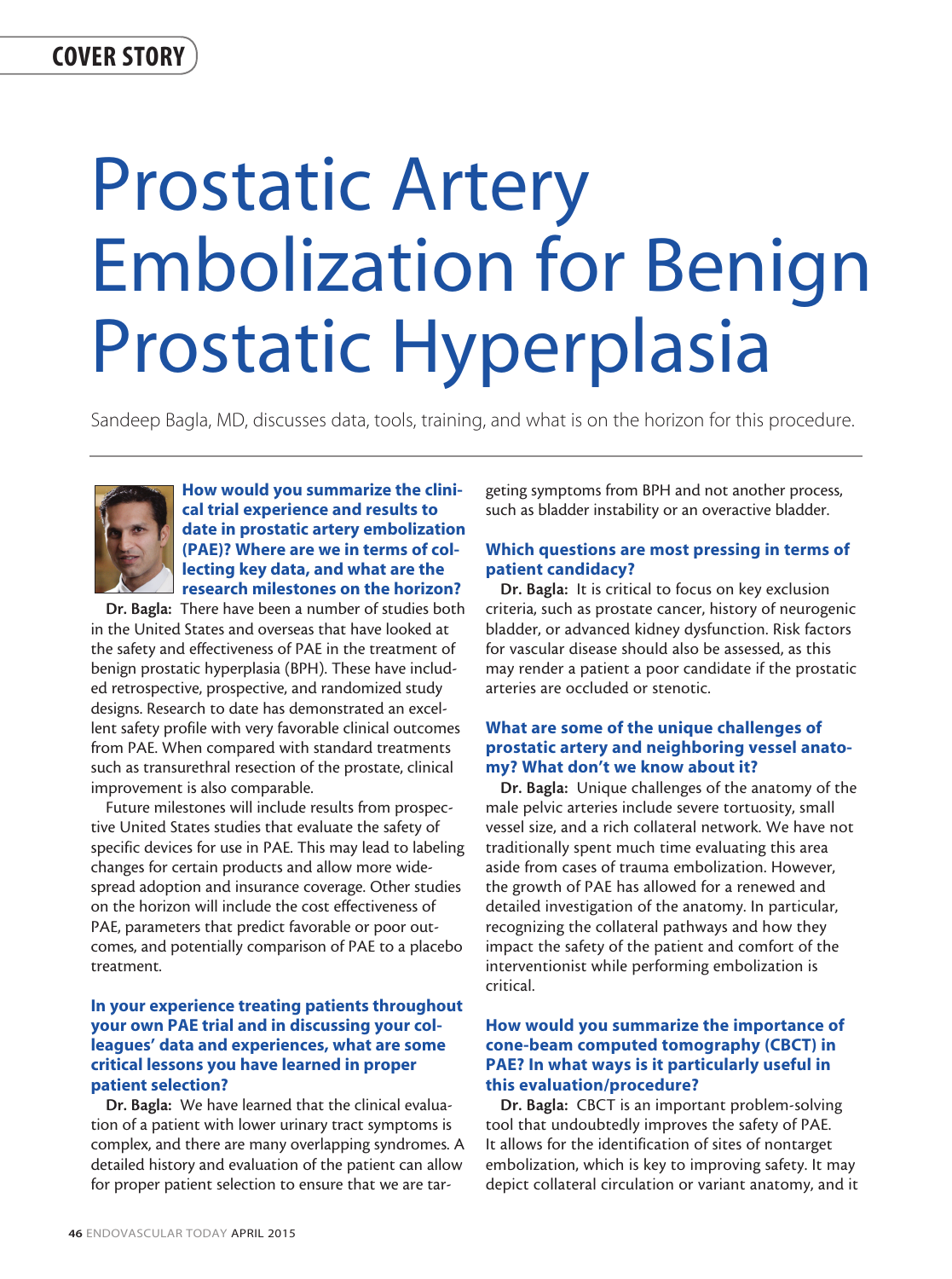COVER STORY

# Prostatic Artery Embolization for Benign Prostatic Hyperplasia

Sandeep Bagla, MD, discusses data, tools, training, and what is on the horizon for this procedure.

### How would you summarize the clinical trial experience and results to date in prostatic artery embolization (PAE)? Where are we in terms of collecting key data, and what are the research milestones on the horizon?

**Dr. Bagla:** There have been a number of studies both in the United States and overseas that have looked at the safety and effectiveness of PAE in the treatment of benign prostatic hyperplasia (BPH). These have included retrospective, prospective, and randomized study designs. Research to date has demonstrated an excellent safety profile with very favorable clinical outcomes from PAE. When compared with standard treatments such as transurethral resection of the prostate, clinical improvement is also comparable.

Future milestones will include results from prospective United States studies that evaluate the safety of specific devices for use in PAE. This may lead to labeling changes for certain products and allow more widespread adoption and insurance coverage. Other studies on the horizon will include the cost effectiveness of PAE, parameters that predict favorable or poor outcomes, and potentially comparison of PAE to a placebo treatment.

### In your experience treating patients throughout your own PAE trial and in discussing your colleagues' data and experiences, what are some critical lessons you have learned in proper patient selection?

**Dr. Bagla:** We have learned that the clinical evaluation of a patient with lower urinary tract symptoms is complex, and there are many overlapping syndromes. A detailed history and evaluation of the patient can allow for proper patient selection to ensure that we are targeting symptoms from BPH and not another process, such as bladder instability or an overactive bladder.

### Which questions are most pressing in terms of patient candidacy?

**Dr. Bagla:** It is critical to focus on key exclusion criteria, such as prostate cancer, history of neurogenic bladder, or advanced kidney dysfunction. Risk factors for vascular disease should also be assessed, as this may render a patient a poor candidate if the prostatic arteries are occluded or stenotic.

### What are some of the unique challenges of prostatic artery and neighboring vessel anatomy? What don't we know about it?

**Dr. Bagla:** Unique challenges of the anatomy of the male pelvic arteries include severe tortuosity, small vessel size, and a rich collateral network. We have not traditionally spent much time evaluating this area aside from cases of trauma embolization. However, the growth of PAE has allowed for a renewed and detailed investigation of the anatomy. In particular, recognizing the collateral pathways and how they impact the safety of the patient and comfort of the interventionist while performing embolization is critical.

### How would you summarize the importance of cone-beam computed tomography (CBCT) in PAE? In what ways is it particularly useful in this evaluation/procedure?

**Dr. Bagla:** CBCT is an important problem-solving tool that undoubtedly improves the safety of PAE. It allows for the identification of sites of nontarget embolization, which is key to improving safety. It may depict collateral circulation or variant anatomy, and it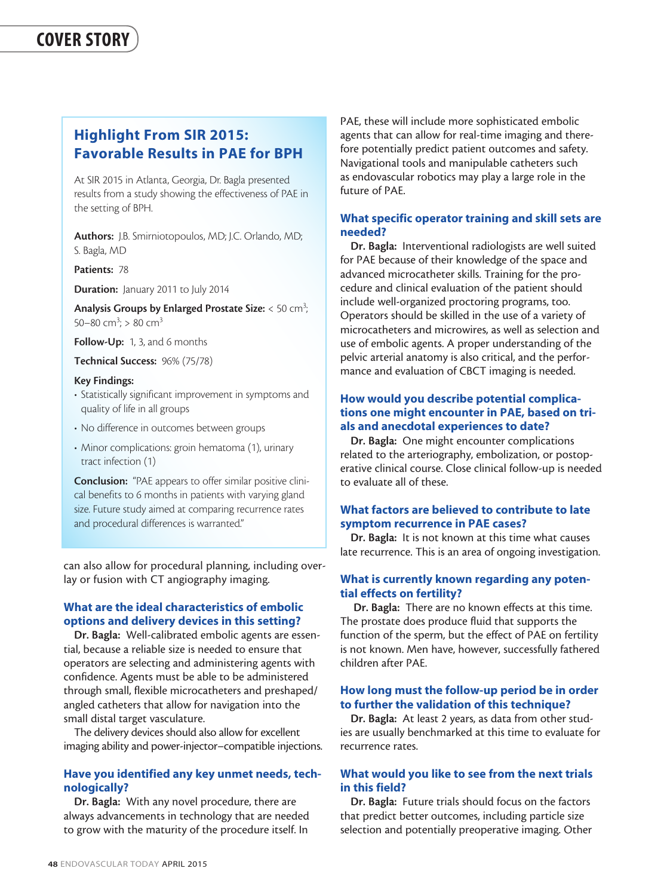## Highlight From SIR 2015: Favorable Results in PAE for BPH

At SIR 2015 in Atlanta, Georgia, Dr. Bagla presented results from a study showing the effectiveness of PAE in the setting of BPH.

**Authors:** J.B. Smirniotopoulos, MD; J.C. Orlando, MD; S. Bagla, MD

**Patients:** 78

**Duration:** January 2011 to July 2014

**Analysis Groups by Enlarged Prostate Size:** < 50 $cm^3$; 50–80 $cm^3$; > 80 $cm^3$

**Follow-Up:** 1, 3, and 6 months

**Technical Success:** 96% (75/78)

**Key Findings:**

- Statistically significant improvement in symptoms and quality of life in all groups
- No difference in outcomes between groups
- Minor complications: groin hematoma (1), urinary tract infection (1)

**Conclusion:** "PAE appears to offer similar positive clinical benefits to 6 months in patients with varying gland size. Future study aimed at comparing recurrence rates and procedural differences is warranted."

can also allow for procedural planning, including overlay or fusion with CT angiography imaging.

### What are the ideal characteristics of embolic options and delivery devices in this setting?

**Dr. Bagla:** Well-calibrated embolic agents are essential, because a reliable size is needed to ensure that operators are selecting and administering agents with confidence. Agents must be able to be administered through small, flexible microcatheters and preshaped/angled catheters that allow for navigation into the small distal target vasculature.

The delivery devices should also allow for excellent imaging ability and power-injector–compatible injections.

### Have you identified any key unmet needs, technologically?

**Dr. Bagla:** With any novel procedure, there are always advancements in technology that are needed to grow with the maturity of the procedure itself. In PAE, these will include more sophisticated embolic agents that can allow for real-time imaging and therefore potentially predict patient outcomes and safety. Navigational tools and manipulable catheters such as endovascular robotics may play a large role in the future of PAE.

### What specific operator training and skill sets are needed?

**Dr. Bagla:** Interventional radiologists are well suited for PAE because of their knowledge of the space and advanced microcatheter skills. Training for the procedure and clinical evaluation of the patient should include well-organized proctoring programs, too. Operators should be skilled in the use of a variety of microcatheters and microwires, as well as selection and use of embolic agents. A proper understanding of the pelvic arterial anatomy is also critical, and the performance and evaluation of CBCT imaging is needed.

### How would you describe potential complications one might encounter in PAE, based on trials and anecdotal experiences to date?

**Dr. Bagla:** One might encounter complications related to the arteriography, embolization, or postoperative clinical course. Close clinical follow-up is needed to evaluate all of these.

### What factors are believed to contribute to late symptom recurrence in PAE cases?

**Dr. Bagla:** It is not known at this time what causes late recurrence. This is an area of ongoing investigation.

### What is currently known regarding any potential effects on fertility?

**Dr. Bagla:** There are no known effects at this time. The prostate does produce fluid that supports the function of the sperm, but the effect of PAE on fertility is not known. Men have, however, successfully fathered children after PAE.

### How long must the follow-up period be in order to further the validation of this technique?

**Dr. Bagla:** At least 2 years, as data from other studies are usually benchmarked at this time to evaluate for recurrence rates.

### What would you like to see from the next trials in this field?

**Dr. Bagla:** Future trials should focus on the factors that predict better outcomes, including particle size selection and potentially preoperative imaging. Other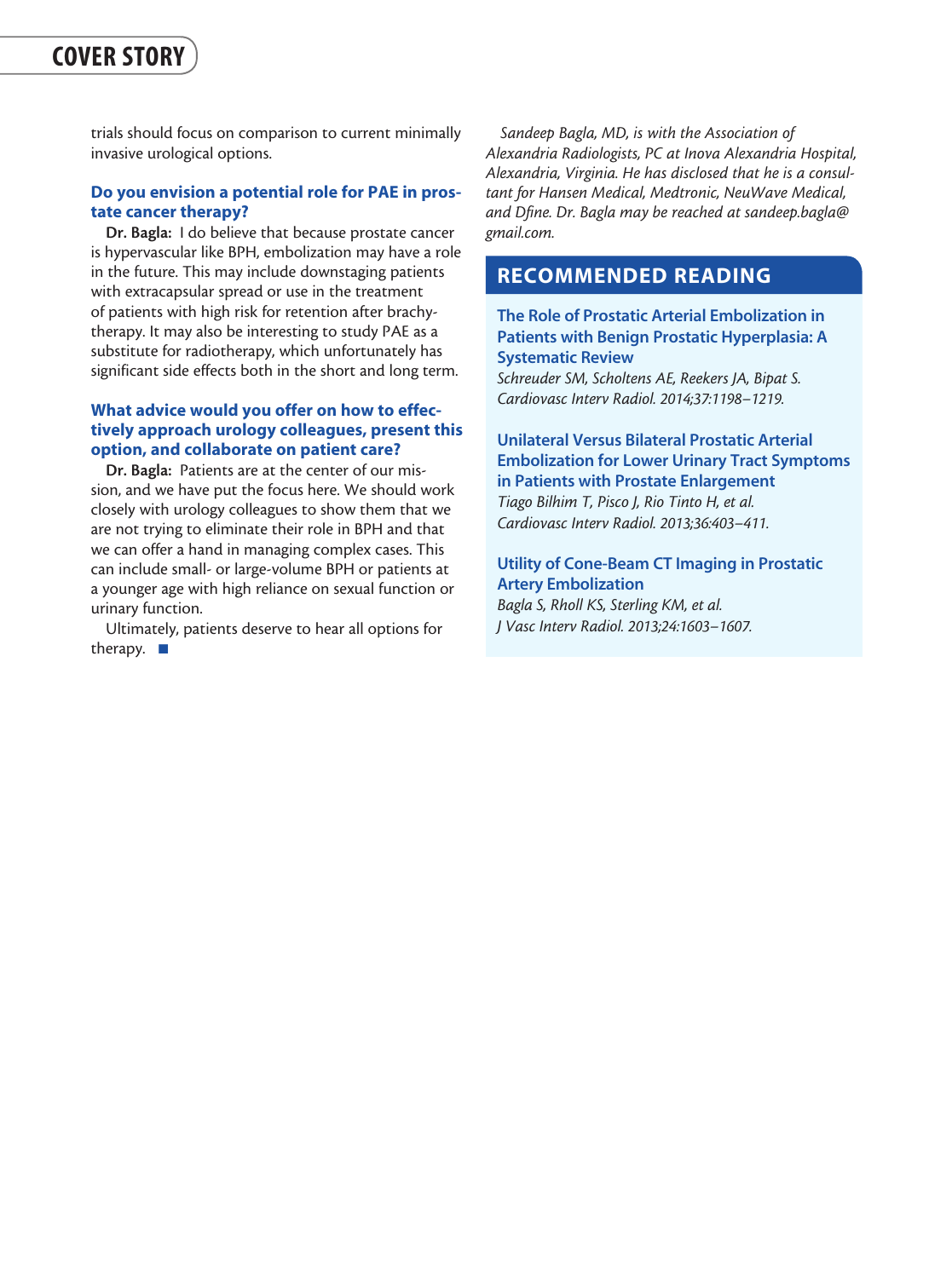trials should focus on comparison to current minimally invasive urological options.

### Do you envision a potential role for PAE in prostate cancer therapy?

**Dr. Bagla:** I do believe that because prostate cancer is hypervascular like BPH, embolization may have a role in the future. This may include downstaging patients with extracapsular spread or use in the treatment of patients with high risk for retention after brachytherapy. It may also be interesting to study PAE as a substitute for radiotherapy, which unfortunately has significant side effects both in the short and long term.

### What advice would you offer on how to effectively approach urology colleagues, present this option, and collaborate on patient care?

**Dr. Bagla:** Patients are at the center of our mission, and we have put the focus here. We should work closely with urology colleagues to show them that we are not trying to eliminate their role in BPH and that we can offer a hand in managing complex cases. This can include small- or large-volume BPH or patients at a younger age with high reliance on sexual function or urinary function.

Ultimately, patients deserve to hear all options for therapy. ■

*Sandeep Bagla, MD, is with the Association of Alexandria Radiologists, PC at Inova Alexandria Hospital, Alexandria, Virginia. He has disclosed that he is a consultant for Hansen Medical, Medtronic, NeuWave Medical, and Dfine. Dr. Bagla may be reached at sandeep.bagla@gmail.com.*

## RECOMMENDED READING

**The Role of Prostatic Arterial Embolization in Patients with Benign Prostatic Hyperplasia: A Systematic Review**
*Schreuder SM, Scholtens AE, Reekers JA, Bipat S. Cardiovasc Interv Radiol. 2014;37:1198–1219.*

**Unilateral Versus Bilateral Prostatic Arterial Embolization for Lower Urinary Tract Symptoms in Patients with Prostate Enlargement**
*Tiago Bilhim T, Pisco J, Rio Tinto H, et al. Cardiovasc Interv Radiol. 2013;36:403–411.*

**Utility of Cone-Beam CT Imaging in Prostatic Artery Embolization**
*Bagla S, Rholl KS, Sterling KM, et al. J Vasc Interv Radiol. 2013;24:1603–1607.*